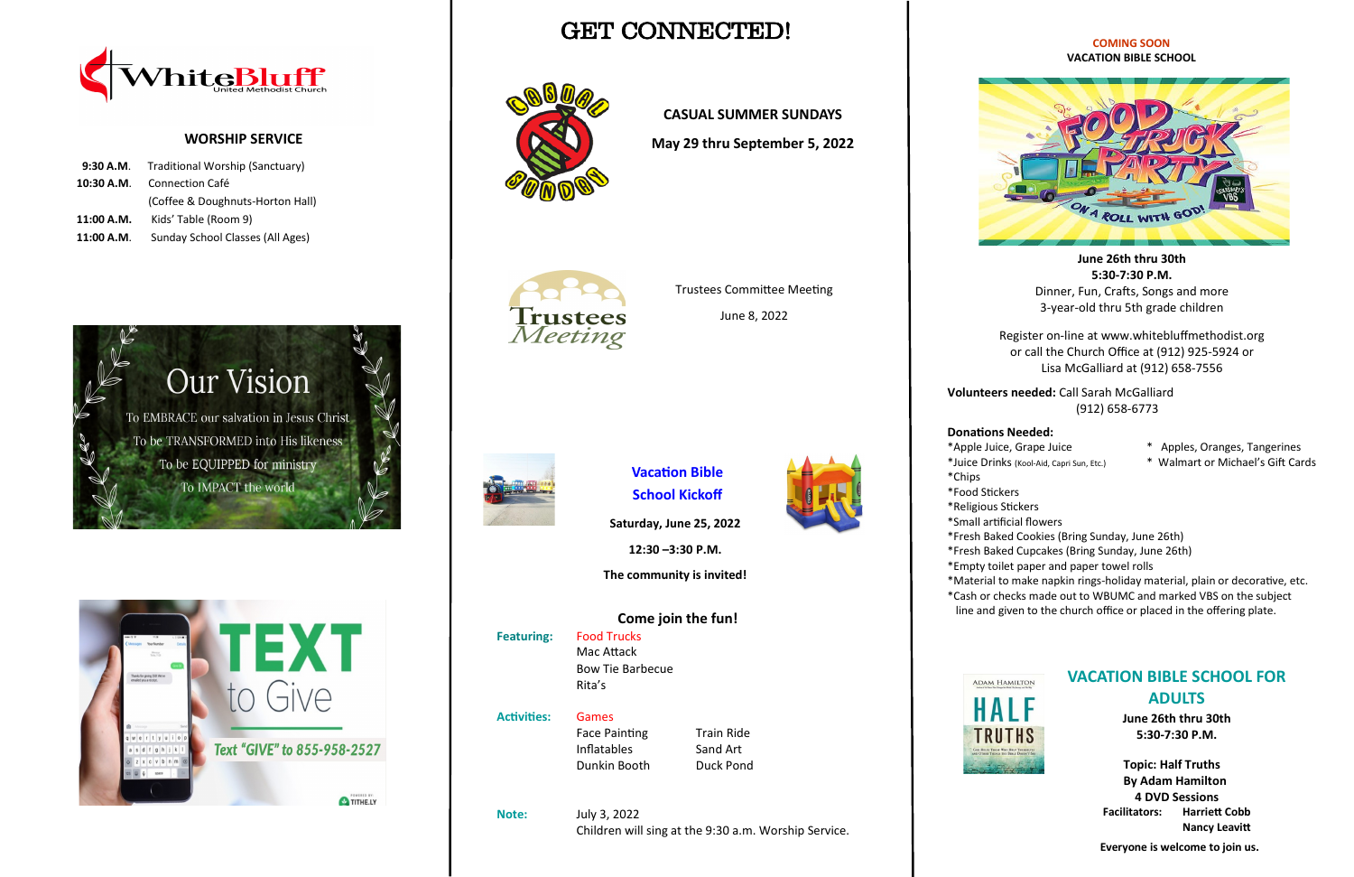# WhiteBluff United Methodist Church

## WORSHIP SERVICE

| | |
|---|---|
| **9:30 A.M.** | Traditional Worship (Sanctuary) |
| **10:30 A.M.** | Connection Café (Coffee & Doughnuts-Horton Hall) |
| **11:00 A.M.** | Kids' Table (Room 9) |
| **11:00 A.M.** | Sunday School Classes (All Ages) |

## Our Vision

To EMBRACE our salvation in Jesus Christ
To be TRANSFORMED into His likeness
To be EQUIPPED for ministry
To IMPACT the world

## TEXT to Give

Text "GIVE" to 855-958-2527

# GET CONNECTED!

**CASUAL SUMMER SUNDAYS**

**May 29 thru September 5, 2022**

Trustees Committee Meeting

June 8, 2022

**Vacation Bible School Kickoff**

**Saturday, June 25, 2022**

**12:30 –3:30 P.M.**

**The community is invited!**

**Come join the fun!**

**Featuring:** Food Trucks
Mac Attack
Bow Tie Barbecue
Rita's

**Activities:** Games
Face Painting
Inflatables
Dunkin Booth
Train Ride
Sand Art
Duck Pond

**Note:** July 3, 2022
Children will sing at the 9:30 a.m. Worship Service.

**COMING SOON**
**VACATION BIBLE SCHOOL**

FOOD TRUCK PARTY — ON A ROLL WITH GOD!

**June 26th thru 30th**
**5:30-7:30 P.M.**
Dinner, Fun, Crafts, Songs and more
3-year-old thru 5th grade children

Register on-line at www.whitebluffmethodist.org or call the Church Office at (912) 925-5924 or Lisa McGalliard at (912) 658-7556

**Volunteers needed:** Call Sarah McGalliard (912) 658-6773

**Donations Needed:**
*Apple Juice, Grape Juice
*Juice Drinks (Kool-Aid, Capri Sun, Etc.)
*Chips
*Food Stickers
*Religious Stickers
*Small artificial flowers
*Fresh Baked Cookies (Bring Sunday, June 26th)
*Fresh Baked Cupcakes (Bring Sunday, June 26th)
*Empty toilet paper and paper towel rolls
*Material to make napkin rings-holiday material, plain or decorative, etc.
*Cash or checks made out to WBUMC and marked VBS on the subject line and given to the church office or placed in the offering plate.
* Apples, Oranges, Tangerines
* Walmart or Michael's Gift Cards

## VACATION BIBLE SCHOOL FOR ADULTS

**June 26th thru 30th**
**5:30-7:30 P.M.**

**Topic: Half Truths**
**By Adam Hamilton**
**4 DVD Sessions**
**Facilitators: Harriett Cobb**
**Nancy Leavitt**

**Everyone is welcome to join us.**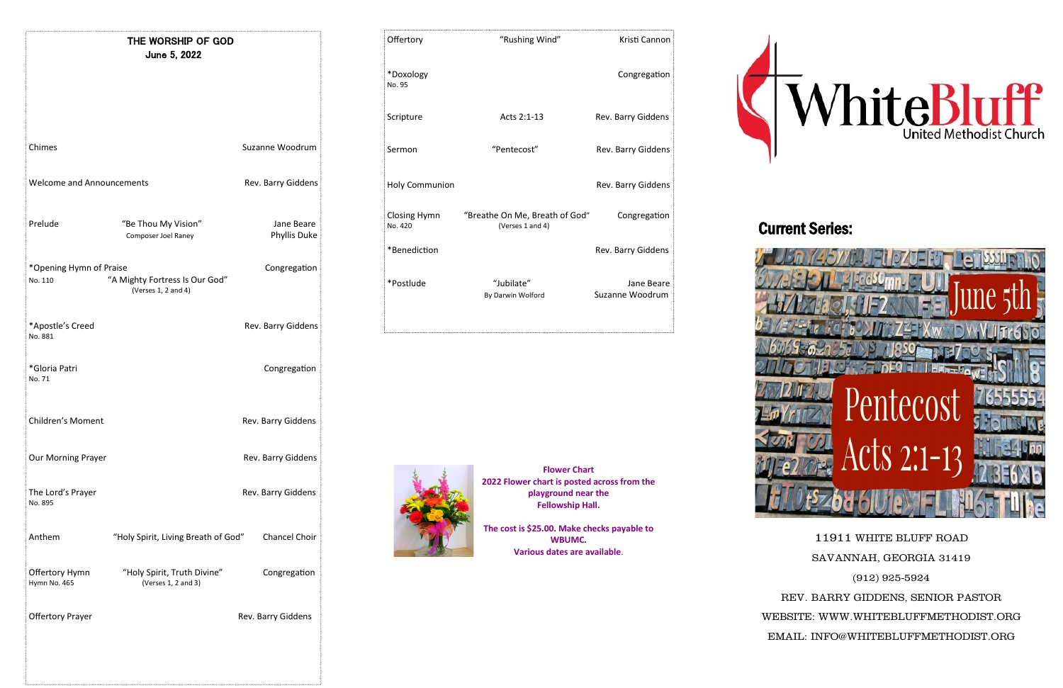## THE WORSHIP OF GOD
## June 5, 2022

| | | |
|---|---|---|
| Chimes | | Suzanne Woodrum |
| Welcome and Announcements | | Rev. Barry Giddens |
| Prelude | "Be Thou My Vision" Composer Joel Raney | Jane Beare Phyllis Duke |
| *Opening Hymn of Praise No. 110 | "A Mighty Fortress Is Our God" (Verses 1, 2 and 4) | Congregation |
| *Apostle's Creed No. 881 | | Rev. Barry Giddens |
| *Gloria Patri No. 71 | | Congregation |
| Children's Moment | | Rev. Barry Giddens |
| Our Morning Prayer | | Rev. Barry Giddens |
| The Lord's Prayer No. 895 | | Rev. Barry Giddens |
| Anthem | "Holy Spirit, Living Breath of God" | Chancel Choir |
| Offertory Hymn Hymn No. 465 | "Holy Spirit, Truth Divine" (Verses 1, 2 and 3) | Congregation |
| Offertory Prayer | | Rev. Barry Giddens |
| Offertory | "Rushing Wind" | Kristi Cannon |
| *Doxology No. 95 | | Congregation |
| Scripture | Acts 2:1-13 | Rev. Barry Giddens |
| Sermon | "Pentecost" | Rev. Barry Giddens |
| Holy Communion | | Rev. Barry Giddens |
| Closing Hymn No. 420 | "Breathe On Me, Breath of God" (Verses 1 and 4) | Congregation |
| *Benediction | | Rev. Barry Giddens |
| *Postlude | "Jubilate" By Darwin Wolford | Jane Beare Suzanne Woodrum |

**Flower Chart**
**2022 Flower chart is posted across from the playground near the Fellowship Hall.**

**The cost is $25.00. Make checks payable to WBUMC.**
**Various dates are available.**

WhiteBluff United Methodist Church

## Current Series:

June 5th
Pentecost
Acts 2:1-13

11911 WHITE BLUFF ROAD
SAVANNAH, GEORGIA 31419
(912) 925-5924
REV. BARRY GIDDENS, SENIOR PASTOR
WEBSITE: WWW.WHITEBLUFFMETHODIST.ORG
EMAIL: INFO@WHITEBLUFFMETHODIST.ORG